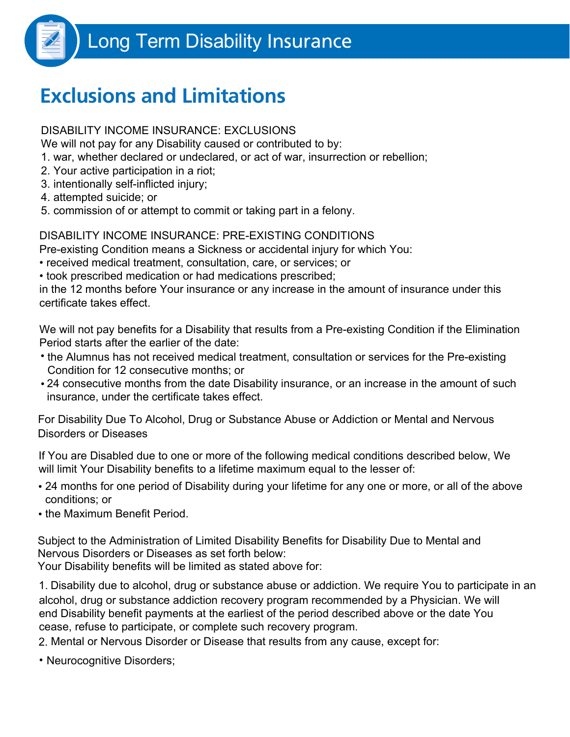# Long Term Disability Insurance

## Exclusions and Limitations

DISABILITY INCOME INSURANCE: EXCLUSIONS

We will not pay for any Disability caused or contributed to by:

1. war, whether declared or undeclared, or act of war, insurrection or rebellion;
2. Your active participation in a riot;
3. intentionally self-inflicted injury;
4. attempted suicide; or
5. commission of or attempt to commit or taking part in a felony.

DISABILITY INCOME INSURANCE: PRE-EXISTING CONDITIONS

Pre-existing Condition means a Sickness or accidental injury for which You:

- received medical treatment, consultation, care, or services; or
- took prescribed medication or had medications prescribed;

in the 12 months before Your insurance or any increase in the amount of insurance under this certificate takes effect.

We will not pay benefits for a Disability that results from a Pre-existing Condition if the Elimination Period starts after the earlier of the date:

- the Alumnus has not received medical treatment, consultation or services for the Pre-existing Condition for 12 consecutive months; or
- 24 consecutive months from the date Disability insurance, or an increase in the amount of such insurance, under the certificate takes effect.

For Disability Due To Alcohol, Drug or Substance Abuse or Addiction or Mental and Nervous Disorders or Diseases

If You are Disabled due to one or more of the following medical conditions described below, We will limit Your Disability benefits to a lifetime maximum equal to the lesser of:

- 24 months for one period of Disability during your lifetime for any one or more, or all of the above conditions; or
- the Maximum Benefit Period.

Subject to the Administration of Limited Disability Benefits for Disability Due to Mental and Nervous Disorders or Diseases as set forth below:
Your Disability benefits will be limited as stated above for:

1. Disability due to alcohol, drug or substance abuse or addiction. We require You to participate in an alcohol, drug or substance addiction recovery program recommended by a Physician. We will end Disability benefit payments at the earliest of the period described above or the date You cease, refuse to participate, or complete such recovery program.
2. Mental or Nervous Disorder or Disease that results from any cause, except for:

- Neurocognitive Disorders;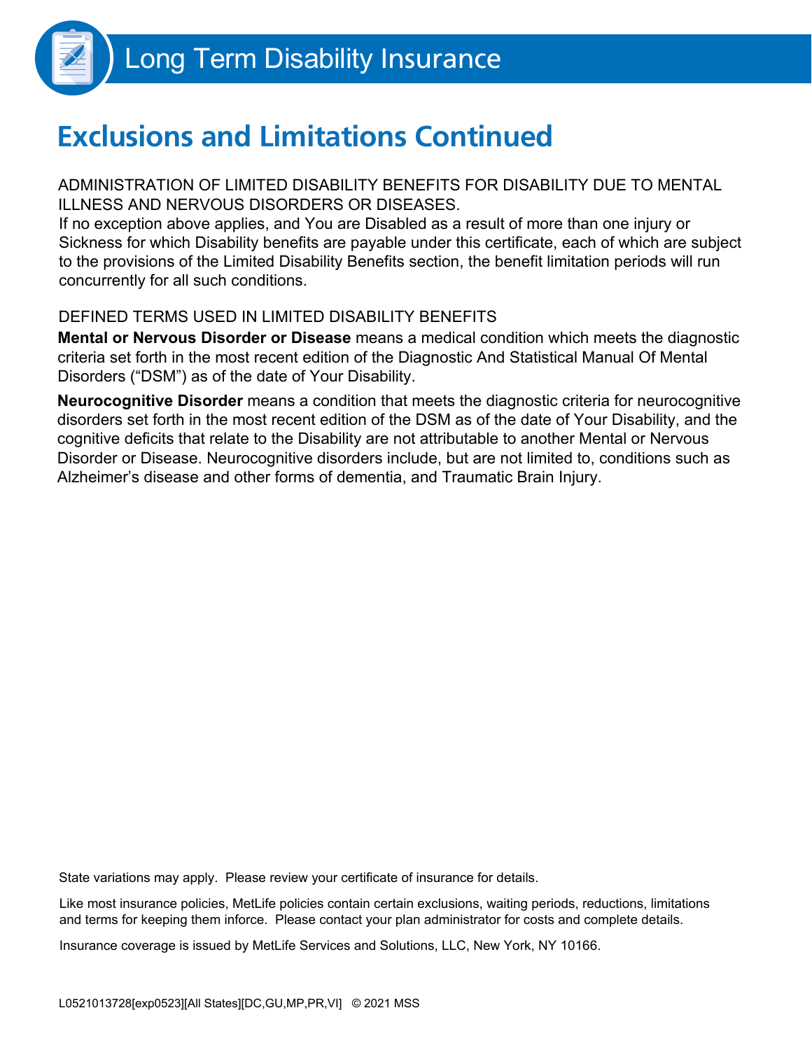# Long Term Disability Insurance

## Exclusions and Limitations Continued

ADMINISTRATION OF LIMITED DISABILITY BENEFITS FOR DISABILITY DUE TO MENTAL ILLNESS AND NERVOUS DISORDERS OR DISEASES.

If no exception above applies, and You are Disabled as a result of more than one injury or Sickness for which Disability benefits are payable under this certificate, each of which are subject to the provisions of the Limited Disability Benefits section, the benefit limitation periods will run concurrently for all such conditions.

DEFINED TERMS USED IN LIMITED DISABILITY BENEFITS

**Mental or Nervous Disorder or Disease** means a medical condition which meets the diagnostic criteria set forth in the most recent edition of the Diagnostic And Statistical Manual Of Mental Disorders ("DSM") as of the date of Your Disability.

**Neurocognitive Disorder** means a condition that meets the diagnostic criteria for neurocognitive disorders set forth in the most recent edition of the DSM as of the date of Your Disability, and the cognitive deficits that relate to the Disability are not attributable to another Mental or Nervous Disorder or Disease. Neurocognitive disorders include, but are not limited to, conditions such as Alzheimer's disease and other forms of dementia, and Traumatic Brain Injury.

State variations may apply. Please review your certificate of insurance for details.

Like most insurance policies, MetLife policies contain certain exclusions, waiting periods, reductions, limitations and terms for keeping them inforce. Please contact your plan administrator for costs and complete details.

Insurance coverage is issued by MetLife Services and Solutions, LLC, New York, NY 10166.

L0521013728[exp0523][All States][DC,GU,MP,PR,VI] © 2021 MSS